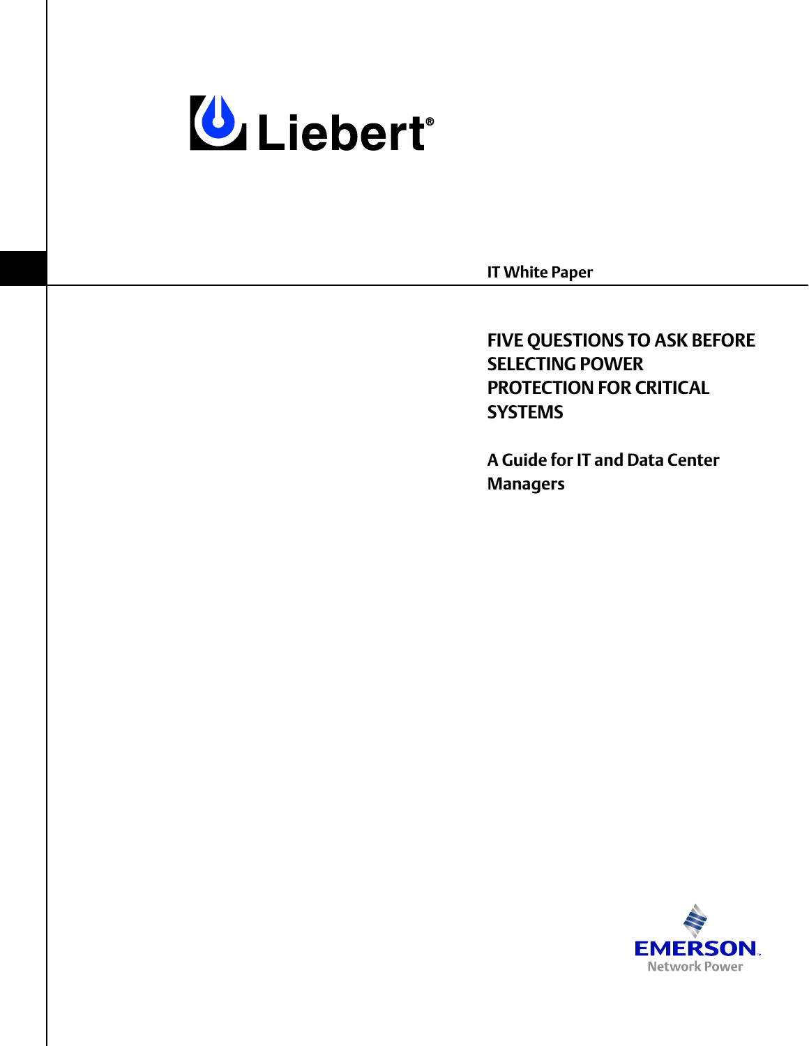Liebert®

IT White Paper

# FIVE QUESTIONS TO ASK BEFORE SELECTING POWER PROTECTION FOR CRITICAL SYSTEMS

## A Guide for IT and Data Center Managers

EMERSON. Network Power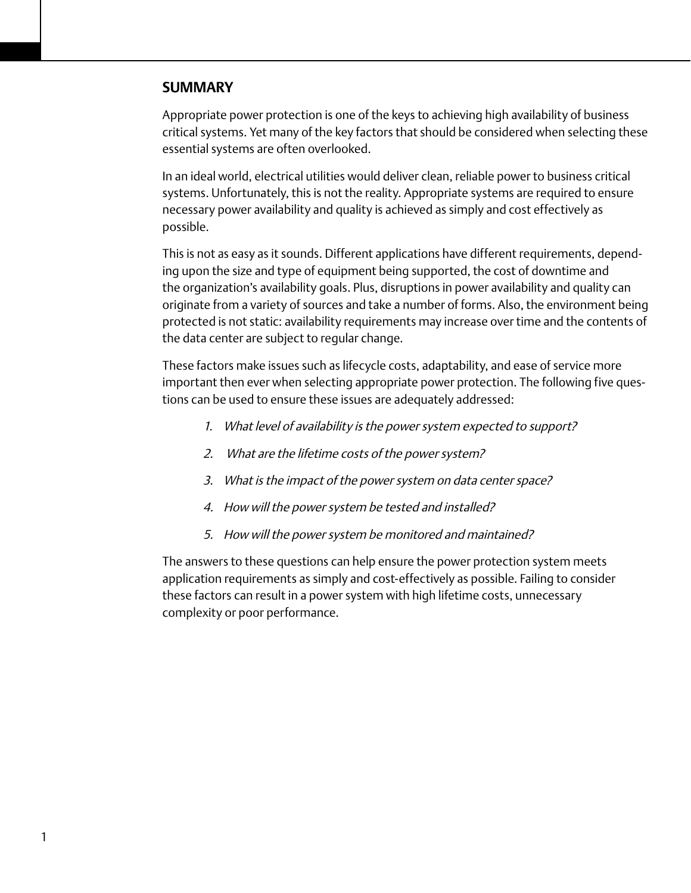## SUMMARY

Appropriate power protection is one of the keys to achieving high availability of business critical systems. Yet many of the key factors that should be considered when selecting these essential systems are often overlooked.

In an ideal world, electrical utilities would deliver clean, reliable power to business critical systems. Unfortunately, this is not the reality. Appropriate systems are required to ensure necessary power availability and quality is achieved as simply and cost effectively as possible.

This is not as easy as it sounds. Different applications have different requirements, depending upon the size and type of equipment being supported, the cost of downtime and the organization's availability goals. Plus, disruptions in power availability and quality can originate from a variety of sources and take a number of forms. Also, the environment being protected is not static: availability requirements may increase over time and the contents of the data center are subject to regular change.

These factors make issues such as lifecycle costs, adaptability, and ease of service more important then ever when selecting appropriate power protection. The following five questions can be used to ensure these issues are adequately addressed:

1. *What level of availability is the power system expected to support?*
2. *What are the lifetime costs of the power system?*
3. *What is the impact of the power system on data center space?*
4. *How will the power system be tested and installed?*
5. *How will the power system be monitored and maintained?*

The answers to these questions can help ensure the power protection system meets application requirements as simply and cost-effectively as possible. Failing to consider these factors can result in a power system with high lifetime costs, unnecessary complexity or poor performance.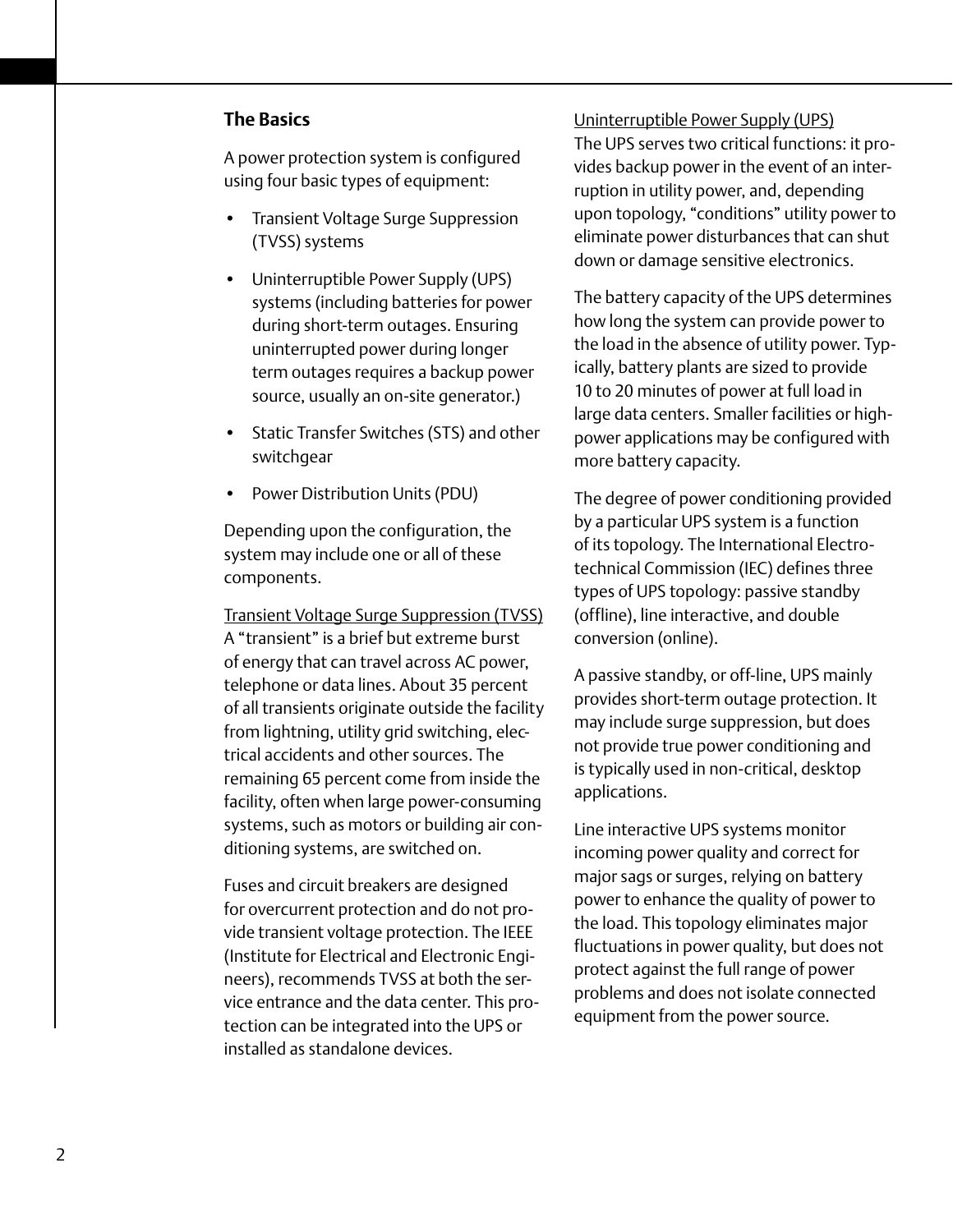## The Basics

A power protection system is configured using four basic types of equipment:

- Transient Voltage Surge Suppression (TVSS) systems
- Uninterruptible Power Supply (UPS) systems (including batteries for power during short-term outages. Ensuring uninterrupted power during longer term outages requires a backup power source, usually an on-site generator.)
- Static Transfer Switches (STS) and other switchgear
- Power Distribution Units (PDU)

Depending upon the configuration, the system may include one or all of these components.

<u>Transient Voltage Surge Suppression (TVSS)</u>
A "transient" is a brief but extreme burst of energy that can travel across AC power, telephone or data lines. About 35 percent of all transients originate outside the facility from lightning, utility grid switching, electrical accidents and other sources. The remaining 65 percent come from inside the facility, often when large power-consuming systems, such as motors or building air conditioning systems, are switched on.

Fuses and circuit breakers are designed for overcurrent protection and do not provide transient voltage protection. The IEEE (Institute for Electrical and Electronic Engineers), recommends TVSS at both the service entrance and the data center. This protection can be integrated into the UPS or installed as standalone devices.

<u>Uninterruptible Power Supply (UPS)</u>
The UPS serves two critical functions: it provides backup power in the event of an interruption in utility power, and, depending upon topology, "conditions" utility power to eliminate power disturbances that can shut down or damage sensitive electronics.

The battery capacity of the UPS determines how long the system can provide power to the load in the absence of utility power. Typically, battery plants are sized to provide 10 to 20 minutes of power at full load in large data centers. Smaller facilities or high-power applications may be configured with more battery capacity.

The degree of power conditioning provided by a particular UPS system is a function of its topology. The International Electrotechnical Commission (IEC) defines three types of UPS topology: passive standby (offline), line interactive, and double conversion (online).

A passive standby, or off-line, UPS mainly provides short-term outage protection. It may include surge suppression, but does not provide true power conditioning and is typically used in non-critical, desktop applications.

Line interactive UPS systems monitor incoming power quality and correct for major sags or surges, relying on battery power to enhance the quality of power to the load. This topology eliminates major fluctuations in power quality, but does not protect against the full range of power problems and does not isolate connected equipment from the power source.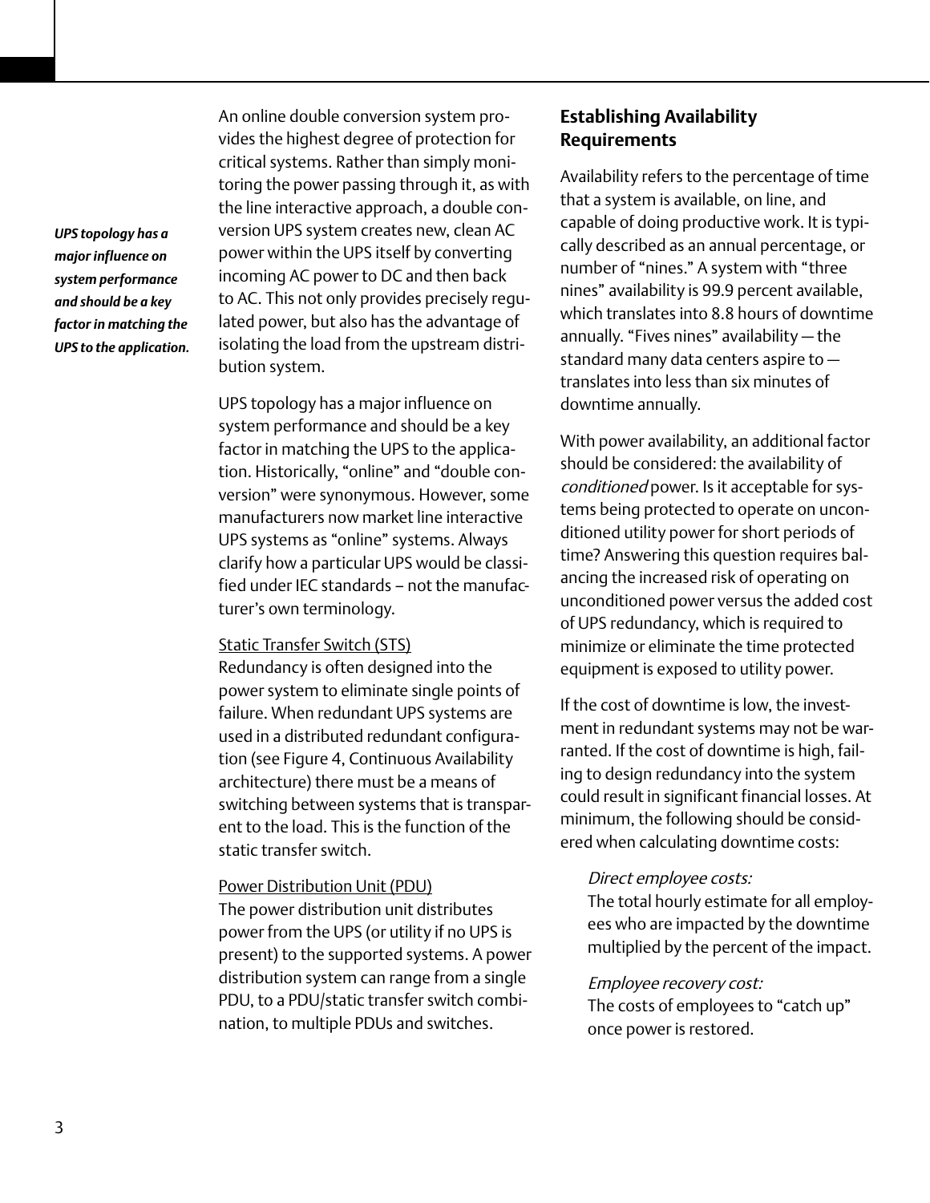*UPS topology has a major influence on system performance and should be a key factor in matching the UPS to the application.*

An online double conversion system provides the highest degree of protection for critical systems. Rather than simply monitoring the power passing through it, as with the line interactive approach, a double conversion UPS system creates new, clean AC power within the UPS itself by converting incoming AC power to DC and then back to AC. This not only provides precisely regulated power, but also has the advantage of isolating the load from the upstream distribution system.

UPS topology has a major influence on system performance and should be a key factor in matching the UPS to the application. Historically, "online" and "double conversion" were synonymous. However, some manufacturers now market line interactive UPS systems as "online" systems. Always clarify how a particular UPS would be classified under IEC standards – not the manufacturer's own terminology.

Static Transfer Switch (STS)
Redundancy is often designed into the power system to eliminate single points of failure. When redundant UPS systems are used in a distributed redundant configuration (see Figure 4, Continuous Availability architecture) there must be a means of switching between systems that is transparent to the load. This is the function of the static transfer switch.

Power Distribution Unit (PDU)
The power distribution unit distributes power from the UPS (or utility if no UPS is present) to the supported systems. A power distribution system can range from a single PDU, to a PDU/static transfer switch combination, to multiple PDUs and switches.

## Establishing Availability Requirements

Availability refers to the percentage of time that a system is available, on line, and capable of doing productive work. It is typically described as an annual percentage, or number of "nines." A system with "three nines" availability is 99.9 percent available, which translates into 8.8 hours of downtime annually. "Fives nines" availability — the standard many data centers aspire to — translates into less than six minutes of downtime annually.

With power availability, an additional factor should be considered: the availability of *conditioned* power. Is it acceptable for systems being protected to operate on unconditioned utility power for short periods of time? Answering this question requires balancing the increased risk of operating on unconditioned power versus the added cost of UPS redundancy, which is required to minimize or eliminate the time protected equipment is exposed to utility power.

If the cost of downtime is low, the investment in redundant systems may not be warranted. If the cost of downtime is high, failing to design redundancy into the system could result in significant financial losses. At minimum, the following should be considered when calculating downtime costs:

*Direct employee costs:*
The total hourly estimate for all employees who are impacted by the downtime multiplied by the percent of the impact.

*Employee recovery cost:*
The costs of employees to "catch up" once power is restored.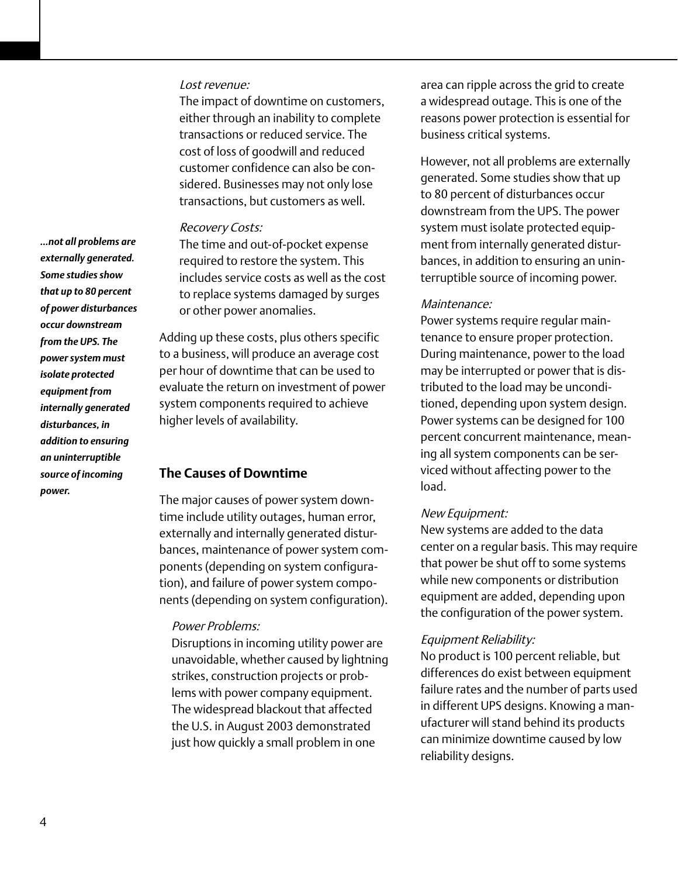*Lost revenue:*
The impact of downtime on customers, either through an inability to complete transactions or reduced service. The cost of loss of goodwill and reduced customer confidence can also be considered. Businesses may not only lose transactions, but customers as well.

*Recovery Costs:*
The time and out-of-pocket expense required to restore the system. This includes service costs as well as the cost to replace systems damaged by surges or other power anomalies.

Adding up these costs, plus others specific to a business, will produce an average cost per hour of downtime that can be used to evaluate the return on investment of power system components required to achieve higher levels of availability.

***...not all problems are externally generated. Some studies show that up to 80 percent of power disturbances occur downstream from the UPS. The power system must isolate protected equipment from internally generated disturbances, in addition to ensuring an uninterruptible source of incoming power.***

## The Causes of Downtime

The major causes of power system downtime include utility outages, human error, externally and internally generated disturbances, maintenance of power system components (depending on system configuration), and failure of power system components (depending on system configuration).

*Power Problems:*
Disruptions in incoming utility power are unavoidable, whether caused by lightning strikes, construction projects or problems with power company equipment. The widespread blackout that affected the U.S. in August 2003 demonstrated just how quickly a small problem in one area can ripple across the grid to create a widespread outage. This is one of the reasons power protection is essential for business critical systems.

However, not all problems are externally generated. Some studies show that up to 80 percent of disturbances occur downstream from the UPS. The power system must isolate protected equipment from internally generated disturbances, in addition to ensuring an uninterruptible source of incoming power.

*Maintenance:*
Power systems require regular maintenance to ensure proper protection. During maintenance, power to the load may be interrupted or power that is distributed to the load may be unconditioned, depending upon system design. Power systems can be designed for 100 percent concurrent maintenance, meaning all system components can be serviced without affecting power to the load.

*New Equipment:*
New systems are added to the data center on a regular basis. This may require that power be shut off to some systems while new components or distribution equipment are added, depending upon the configuration of the power system.

*Equipment Reliability:*
No product is 100 percent reliable, but differences do exist between equipment failure rates and the number of parts used in different UPS designs. Knowing a manufacturer will stand behind its products can minimize downtime caused by low reliability designs.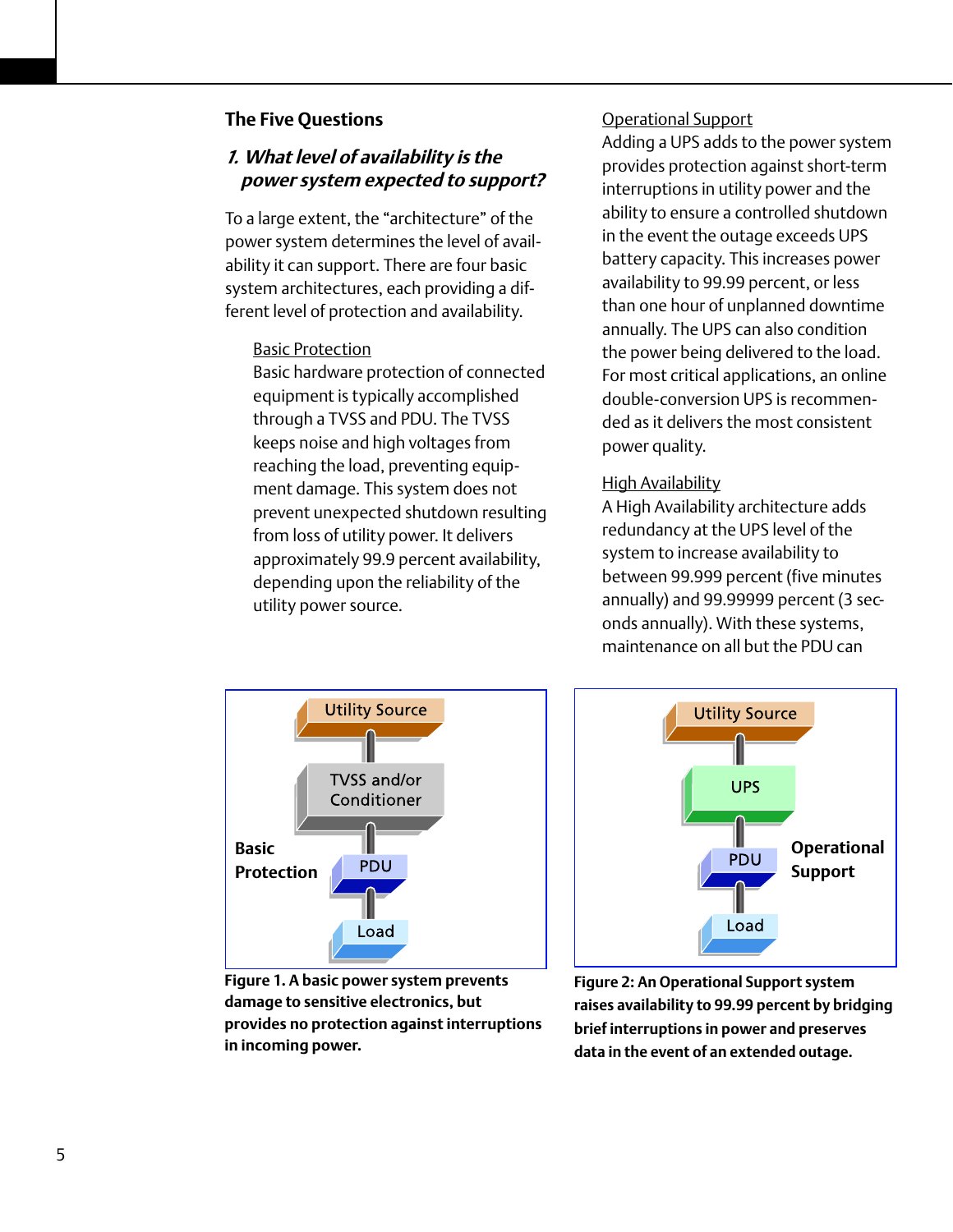## The Five Questions

### *1. What level of availability is the power system expected to support?*

To a large extent, the "architecture" of the power system determines the level of availability it can support. There are four basic system architectures, each providing a different level of protection and availability.

Basic Protection
Basic hardware protection of connected equipment is typically accomplished through a TVSS and PDU. The TVSS keeps noise and high voltages from reaching the load, preventing equipment damage. This system does not prevent unexpected shutdown resulting from loss of utility power. It delivers approximately 99.9 percent availability, depending upon the reliability of the utility power source.

Operational Support
Adding a UPS adds to the power system provides protection against short-term interruptions in utility power and the ability to ensure a controlled shutdown in the event the outage exceeds UPS battery capacity. This increases power availability to 99.99 percent, or less than one hour of unplanned downtime annually. The UPS can also condition the power being delivered to the load. For most critical applications, an online double-conversion UPS is recommended as it delivers the most consistent power quality.

High Availability
A High Availability architecture adds redundancy at the UPS level of the system to increase availability to between 99.999 percent (five minutes annually) and 99.99999 percent (3 seconds annually). With these systems, maintenance on all but the PDU can

**Figure 1. A basic power system prevents damage to sensitive electronics, but provides no protection against interruptions in incoming power.**

**Figure 2: An Operational Support system raises availability to 99.99 percent by bridging brief interruptions in power and preserves data in the event of an extended outage.**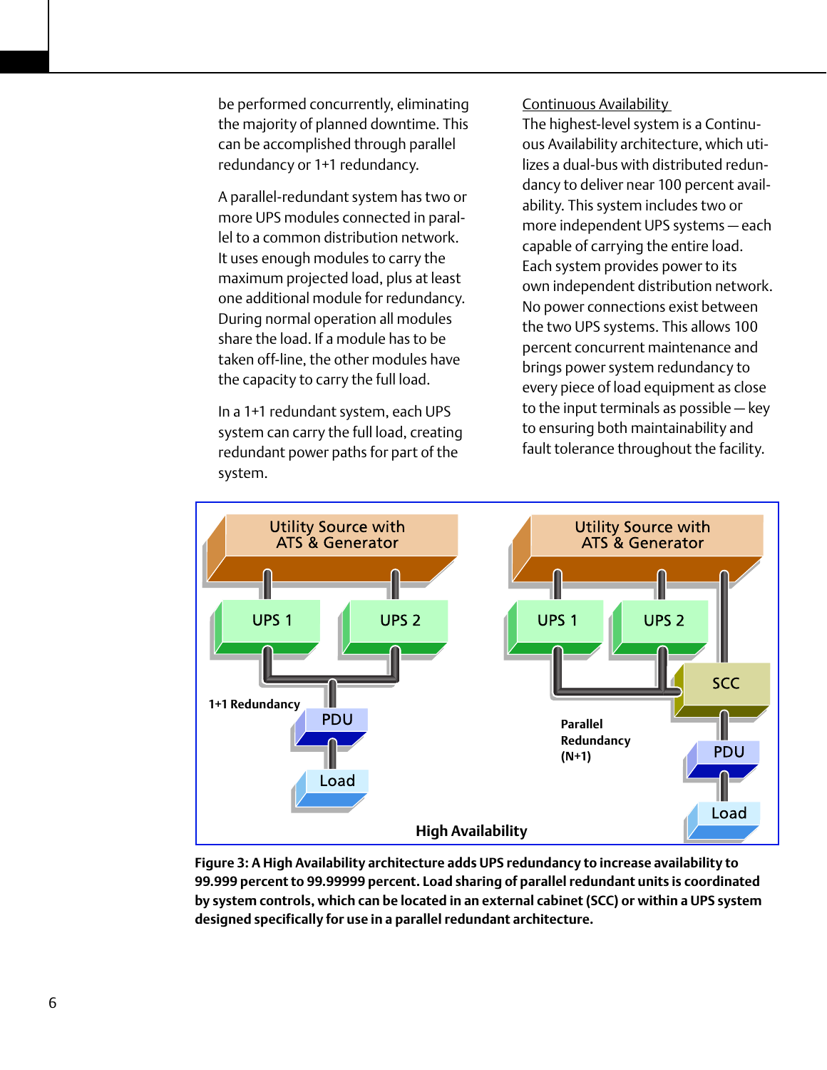be performed concurrently, eliminating the majority of planned downtime. This can be accomplished through parallel redundancy or 1+1 redundancy.

A parallel-redundant system has two or more UPS modules connected in parallel to a common distribution network. It uses enough modules to carry the maximum projected load, plus at least one additional module for redundancy. During normal operation all modules share the load. If a module has to be taken off-line, the other modules have the capacity to carry the full load.

In a 1+1 redundant system, each UPS system can carry the full load, creating redundant power paths for part of the system.

Continuous Availability

The highest-level system is a Continuous Availability architecture, which utilizes a dual-bus with distributed redundancy to deliver near 100 percent availability. This system includes two or more independent UPS systems — each capable of carrying the entire load. Each system provides power to its own independent distribution network. No power connections exist between the two UPS systems. This allows 100 percent concurrent maintenance and brings power system redundancy to every piece of load equipment as close to the input terminals as possible — key to ensuring both maintainability and fault tolerance throughout the facility.

**Figure 3: A High Availability architecture adds UPS redundancy to increase availability to 99.999 percent to 99.99999 percent. Load sharing of parallel redundant units is coordinated by system controls, which can be located in an external cabinet (SCC) or within a UPS system designed specifically for use in a parallel redundant architecture.**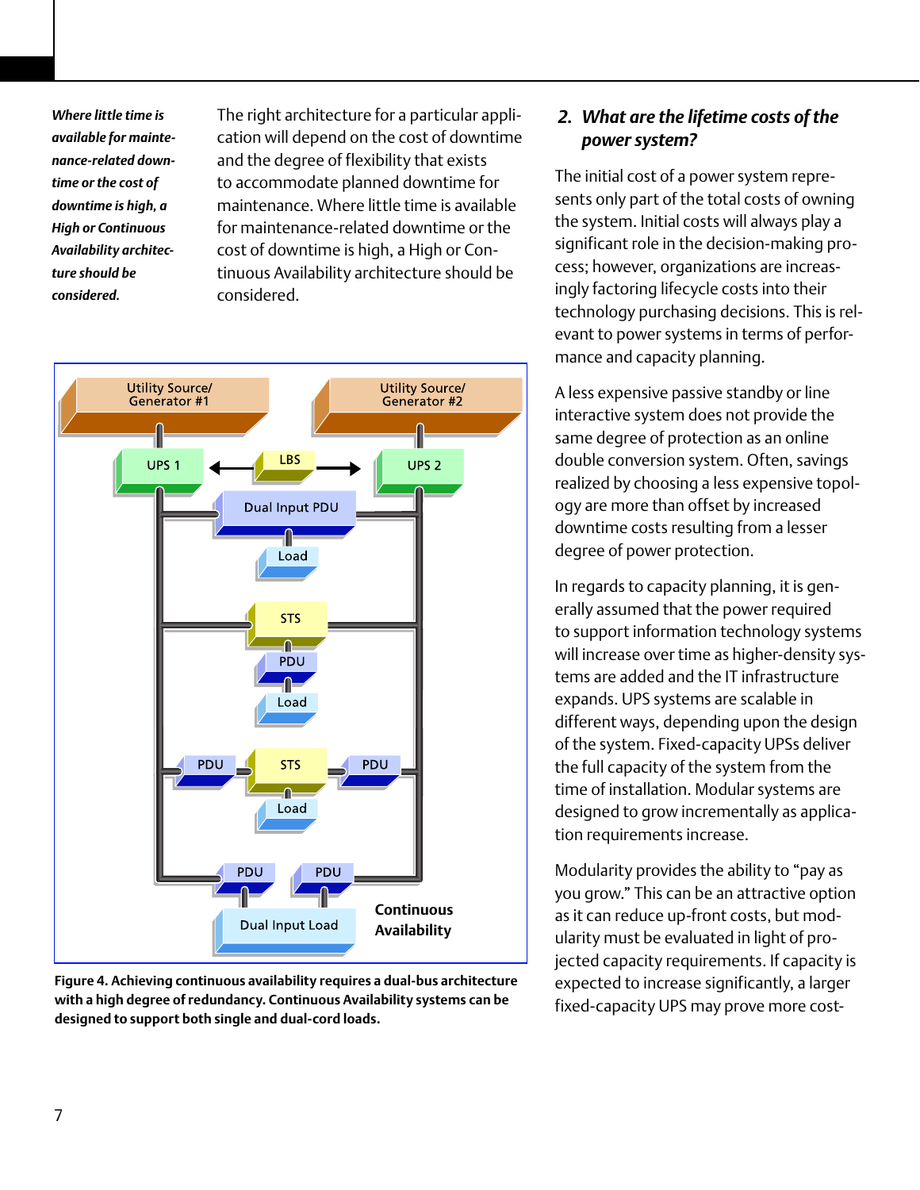*Where little time is available for maintenance-related downtime or the cost of downtime is high, a High or Continuous Availability architecture should be considered.*

The right architecture for a particular application will depend on the cost of downtime and the degree of flexibility that exists to accommodate planned downtime for maintenance. Where little time is available for maintenance-related downtime or the cost of downtime is high, a High or Continuous Availability architecture should be considered.

**Figure 4. Achieving continuous availability requires a dual-bus architecture with a high degree of redundancy. Continuous Availability systems can be designed to support both single and dual-cord loads.**

## 2. *What are the lifetime costs of the power system?*

The initial cost of a power system represents only part of the total costs of owning the system. Initial costs will always play a significant role in the decision-making process; however, organizations are increasingly factoring lifecycle costs into their technology purchasing decisions. This is relevant to power systems in terms of performance and capacity planning.

A less expensive passive standby or line interactive system does not provide the same degree of protection as an online double conversion system. Often, savings realized by choosing a less expensive topology are more than offset by increased downtime costs resulting from a lesser degree of power protection.

In regards to capacity planning, it is generally assumed that the power required to support information technology systems will increase over time as higher-density systems are added and the IT infrastructure expands. UPS systems are scalable in different ways, depending upon the design of the system. Fixed-capacity UPSs deliver the full capacity of the system from the time of installation. Modular systems are designed to grow incrementally as application requirements increase.

Modularity provides the ability to “pay as you grow.” This can be an attractive option as it can reduce up-front costs, but modularity must be evaluated in light of projected capacity requirements. If capacity is expected to increase significantly, a larger fixed-capacity UPS may prove more cost-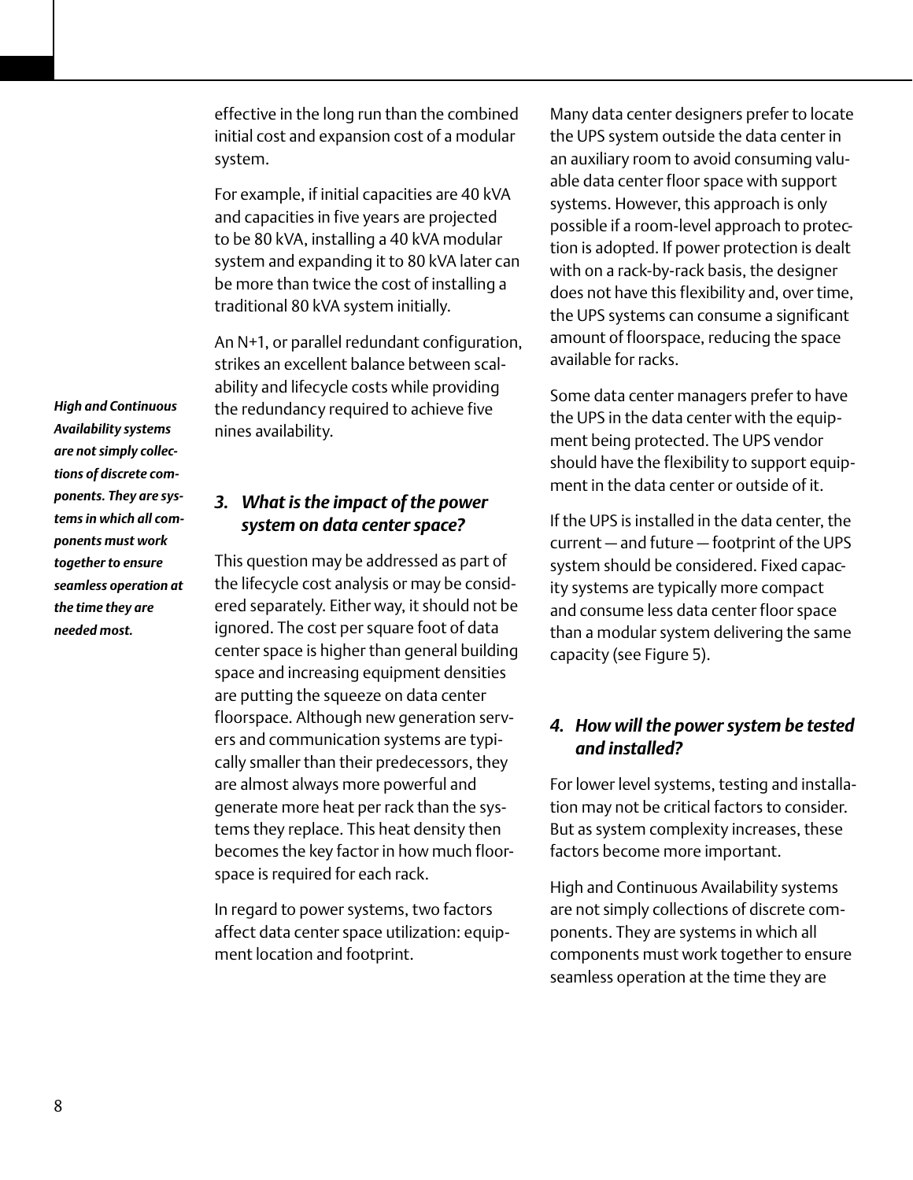effective in the long run than the combined initial cost and expansion cost of a modular system.

For example, if initial capacities are 40 kVA and capacities in five years are projected to be 80 kVA, installing a 40 kVA modular system and expanding it to 80 kVA later can be more than twice the cost of installing a traditional 80 kVA system initially.

An N+1, or parallel redundant configuration, strikes an excellent balance between scalability and lifecycle costs while providing the redundancy required to achieve five nines availability.

***High and Continuous Availability systems are not simply collections of discrete components. They are systems in which all components must work together to ensure seamless operation at the time they are needed most.***

### 3. What is the impact of the power system on data center space?

This question may be addressed as part of the lifecycle cost analysis or may be considered separately. Either way, it should not be ignored. The cost per square foot of data center space is higher than general building space and increasing equipment densities are putting the squeeze on data center floorspace. Although new generation servers and communication systems are typically smaller than their predecessors, they are almost always more powerful and generate more heat per rack than the systems they replace. This heat density then becomes the key factor in how much floorspace is required for each rack.

In regard to power systems, two factors affect data center space utilization: equipment location and footprint.

Many data center designers prefer to locate the UPS system outside the data center in an auxiliary room to avoid consuming valuable data center floor space with support systems. However, this approach is only possible if a room-level approach to protection is adopted. If power protection is dealt with on a rack-by-rack basis, the designer does not have this flexibility and, over time, the UPS systems can consume a significant amount of floorspace, reducing the space available for racks.

Some data center managers prefer to have the UPS in the data center with the equipment being protected. The UPS vendor should have the flexibility to support equipment in the data center or outside of it.

If the UPS is installed in the data center, the current — and future — footprint of the UPS system should be considered. Fixed capacity systems are typically more compact and consume less data center floor space than a modular system delivering the same capacity (see Figure 5).

### 4. How will the power system be tested and installed?

For lower level systems, testing and installation may not be critical factors to consider. But as system complexity increases, these factors become more important.

High and Continuous Availability systems are not simply collections of discrete components. They are systems in which all components must work together to ensure seamless operation at the time they are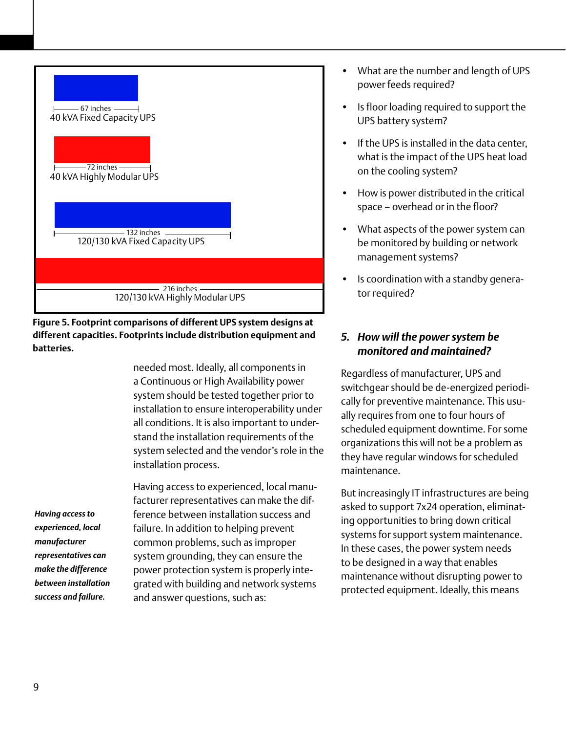67 inches
40 kVA Fixed Capacity UPS

72 inches
40 kVA Highly Modular UPS

132 inches
120/130 kVA Fixed Capacity UPS

216 inches
120/130 kVA Highly Modular UPS

**Figure 5. Footprint comparisons of different UPS system designs at different capacities. Footprints include distribution equipment and batteries.**

needed most. Ideally, all components in a Continuous or High Availability power system should be tested together prior to installation to ensure interoperability under all conditions. It is also important to understand the installation requirements of the system selected and the vendor's role in the installation process.

***Having access to experienced, local manufacturer representatives can make the difference between installation success and failure.***

Having access to experienced, local manufacturer representatives can make the difference between installation success and failure. In addition to helping prevent common problems, such as improper system grounding, they can ensure the power protection system is properly integrated with building and network systems and answer questions, such as:

- What are the number and length of UPS power feeds required?
- Is floor loading required to support the UPS battery system?
- If the UPS is installed in the data center, what is the impact of the UPS heat load on the cooling system?
- How is power distributed in the critical space – overhead or in the floor?
- What aspects of the power system can be monitored by building or network management systems?
- Is coordination with a standby generator required?

## *5. How will the power system be monitored and maintained?*

Regardless of manufacturer, UPS and switchgear should be de-energized periodically for preventive maintenance. This usually requires from one to four hours of scheduled equipment downtime. For some organizations this will not be a problem as they have regular windows for scheduled maintenance.

But increasingly IT infrastructures are being asked to support 7x24 operation, eliminating opportunities to bring down critical systems for support system maintenance. In these cases, the power system needs to be designed in a way that enables maintenance without disrupting power to protected equipment. Ideally, this means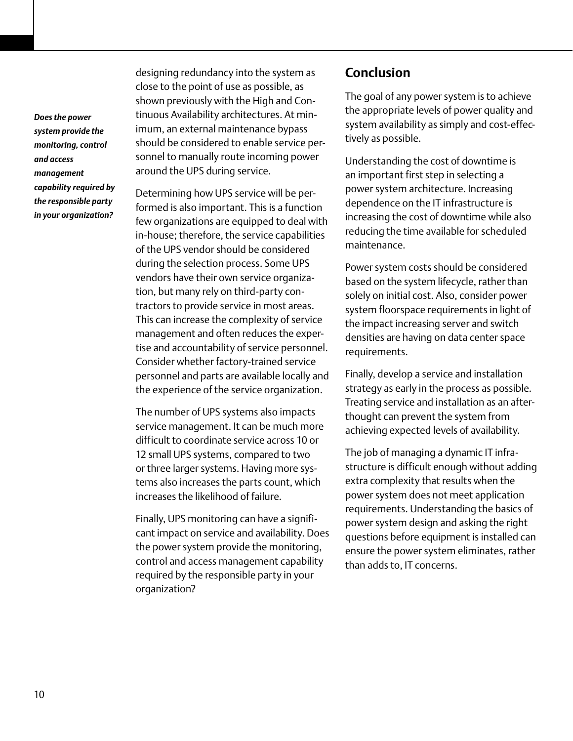*Does the power system provide the monitoring, control and access management capability required by the responsible party in your organization?*

designing redundancy into the system as close to the point of use as possible, as shown previously with the High and Continuous Availability architectures. At minimum, an external maintenance bypass should be considered to enable service personnel to manually route incoming power around the UPS during service.

Determining how UPS service will be performed is also important. This is a function few organizations are equipped to deal with in-house; therefore, the service capabilities of the UPS vendor should be considered during the selection process. Some UPS vendors have their own service organization, but many rely on third-party contractors to provide service in most areas. This can increase the complexity of service management and often reduces the expertise and accountability of service personnel. Consider whether factory-trained service personnel and parts are available locally and the experience of the service organization.

The number of UPS systems also impacts service management. It can be much more difficult to coordinate service across 10 or 12 small UPS systems, compared to two or three larger systems. Having more systems also increases the parts count, which increases the likelihood of failure.

Finally, UPS monitoring can have a significant impact on service and availability. Does the power system provide the monitoring, control and access management capability required by the responsible party in your organization?

## Conclusion

The goal of any power system is to achieve the appropriate levels of power quality and system availability as simply and cost-effectively as possible.

Understanding the cost of downtime is an important first step in selecting a power system architecture. Increasing dependence on the IT infrastructure is increasing the cost of downtime while also reducing the time available for scheduled maintenance.

Power system costs should be considered based on the system lifecycle, rather than solely on initial cost. Also, consider power system floorspace requirements in light of the impact increasing server and switch densities are having on data center space requirements.

Finally, develop a service and installation strategy as early in the process as possible. Treating service and installation as an afterthought can prevent the system from achieving expected levels of availability.

The job of managing a dynamic IT infrastructure is difficult enough without adding extra complexity that results when the power system does not meet application requirements. Understanding the basics of power system design and asking the right questions before equipment is installed can ensure the power system eliminates, rather than adds to, IT concerns.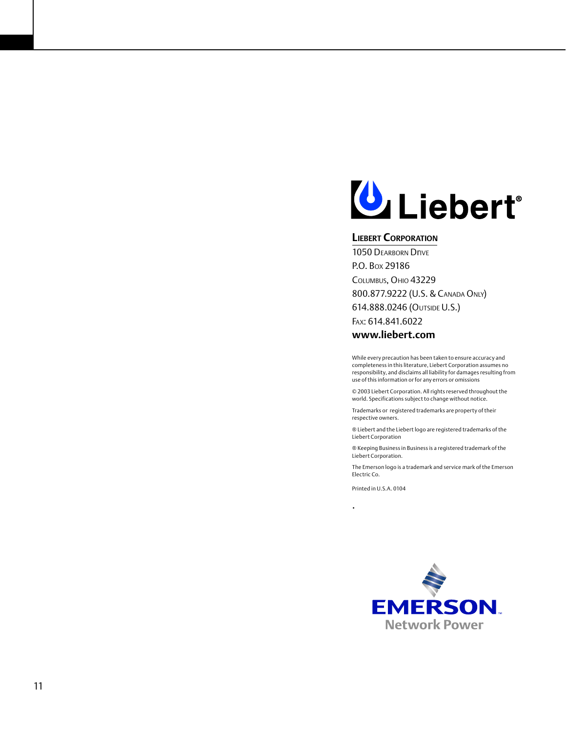Liebert®

**LIEBERT CORPORATION**

1050 DEARBORN DRIVE
P.O. BOX 29186
COLUMBUS, OHIO 43229
800.877.9222 (U.S. & CANADA ONLY)
614.888.0246 (OUTSIDE U.S.)
FAX: 614.841.6022
**www.liebert.com**

While every precaution has been taken to ensure accuracy and completeness in this literature, Liebert Corporation assumes no responsibility, and disclaims all liability for damages resulting from use of this information or for any errors or omissions

© 2003 Liebert Corporation. All rights reserved throughout the world. Specifications subject to change without notice.

Trademarks or registered trademarks are property of their respective owners.

® Liebert and the Liebert logo are registered trademarks of the Liebert Corporation

® Keeping Business in Business is a registered trademark of the Liebert Corporation.

The Emerson logo is a trademark and service mark of the Emerson Electric Co.

Printed in U.S.A. 0104

.

EMERSON™
Network Power